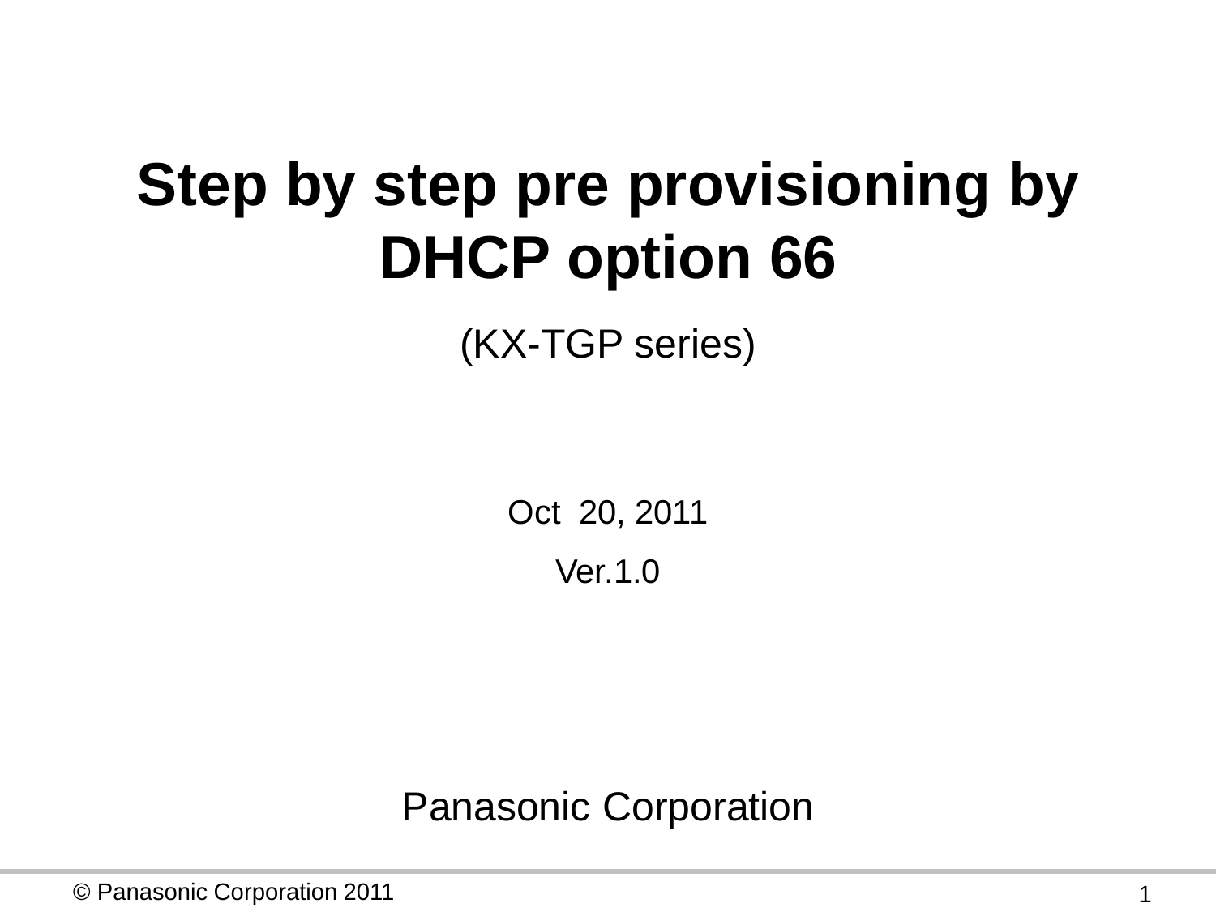# Step by step pre provisioning by DHCP option 66

(KX-TGP series)

Oct 20, 2011

Ver.1.0

Panasonic Corporation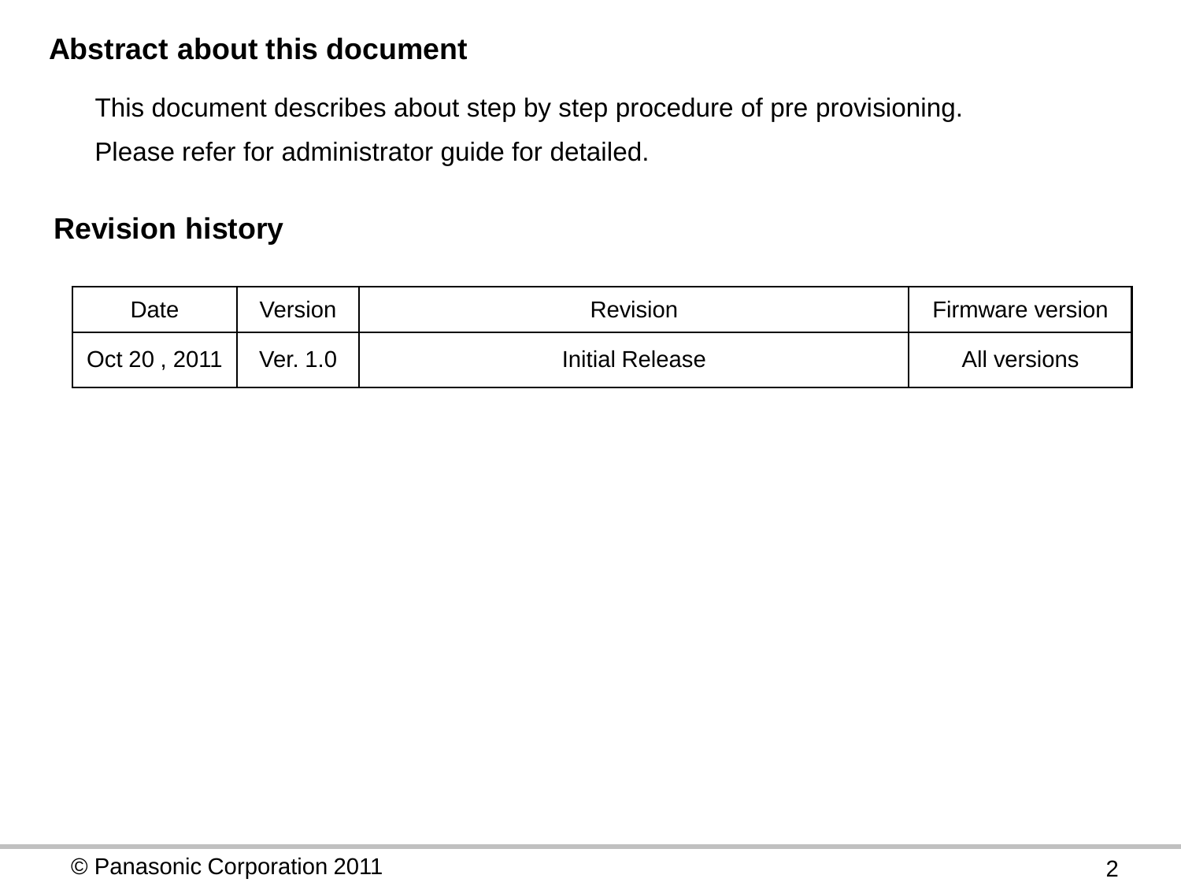## Abstract about this document

This document describes about step by step procedure of pre provisioning.

Please refer for administrator guide for detailed.

## Revision history

| Date | Version | Revision | Firmware version |
|---|---|---|---|
| Oct 20 , 2011 | Ver. 1.0 | Initial Release | All versions |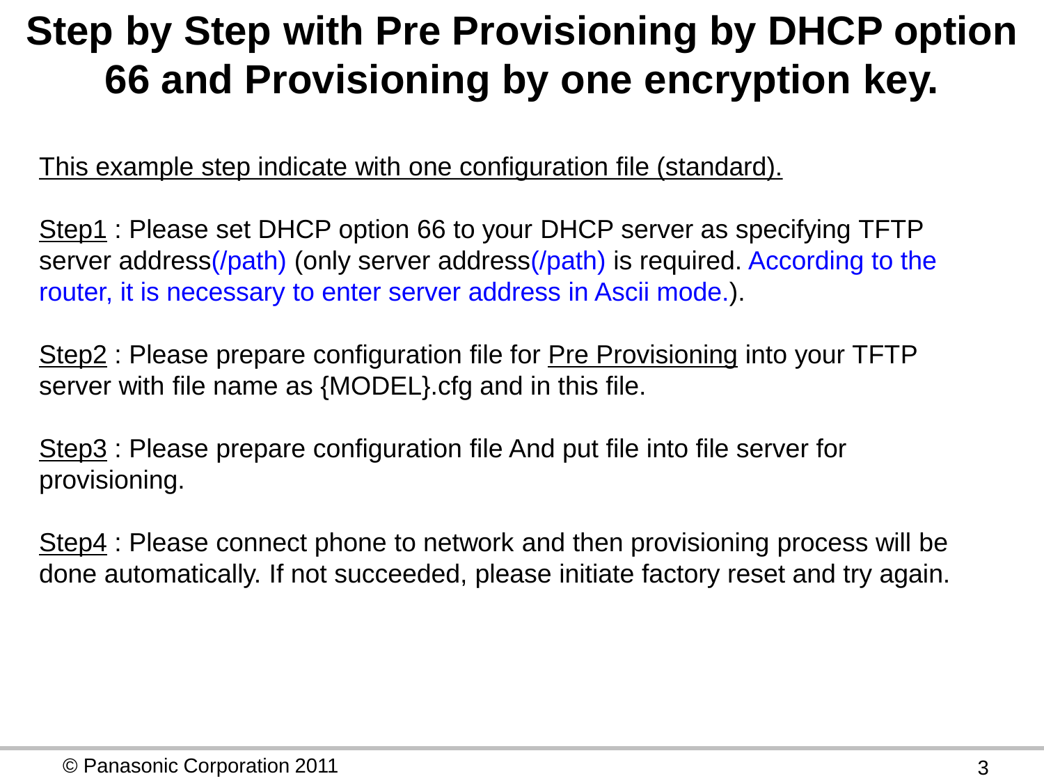# Step by Step with Pre Provisioning by DHCP option 66 and Provisioning by one encryption key.

<u>This example step indicate with one configuration file (standard).</u>

<u>Step1</u> : Please set DHCP option 66 to your DHCP server as specifying TFTP server address(/path) (only server address(/path) is required. According to the router, it is necessary to enter server address in Ascii mode.).

<u>Step2</u> : Please prepare configuration file for <u>Pre Provisioning</u> into your TFTP server with file name as {MODEL}.cfg and in this file.

<u>Step3</u> : Please prepare configuration file And put file into file server for provisioning.

<u>Step4</u> : Please connect phone to network and then provisioning process will be done automatically. If not succeeded, please initiate factory reset and try again.

© Panasonic Corporation 2011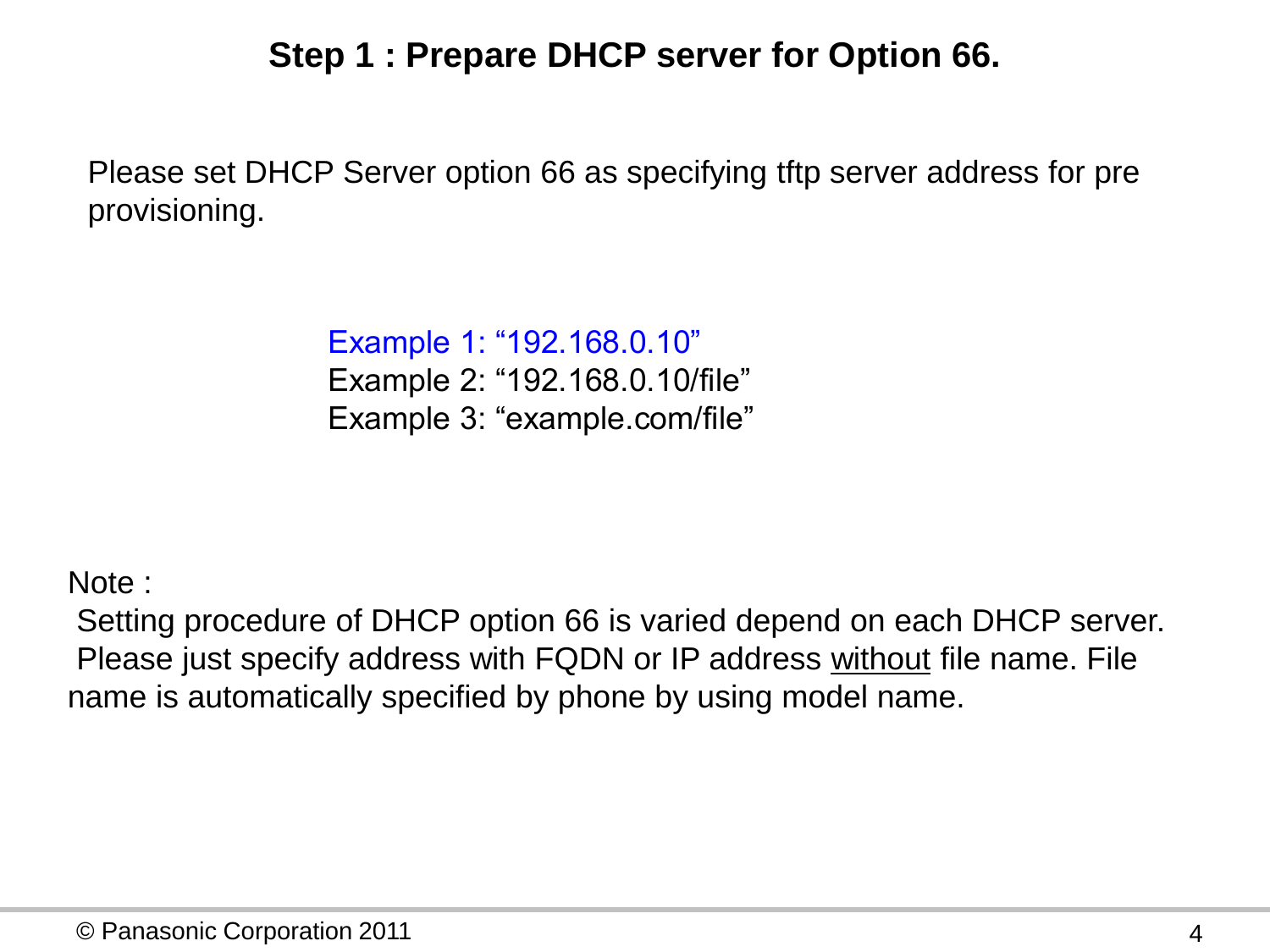## Step 1 : Prepare DHCP server for Option 66.

Please set DHCP Server option 66 as specifying tftp server address for pre provisioning.

Example 1: “192.168.0.10”
Example 2: “192.168.0.10/file”
Example 3: “example.com/file”

Note :
Setting procedure of DHCP option 66 is varied depend on each DHCP server. Please just specify address with FQDN or IP address without file name. File name is automatically specified by phone by using model name.

© Panasonic Corporation 2011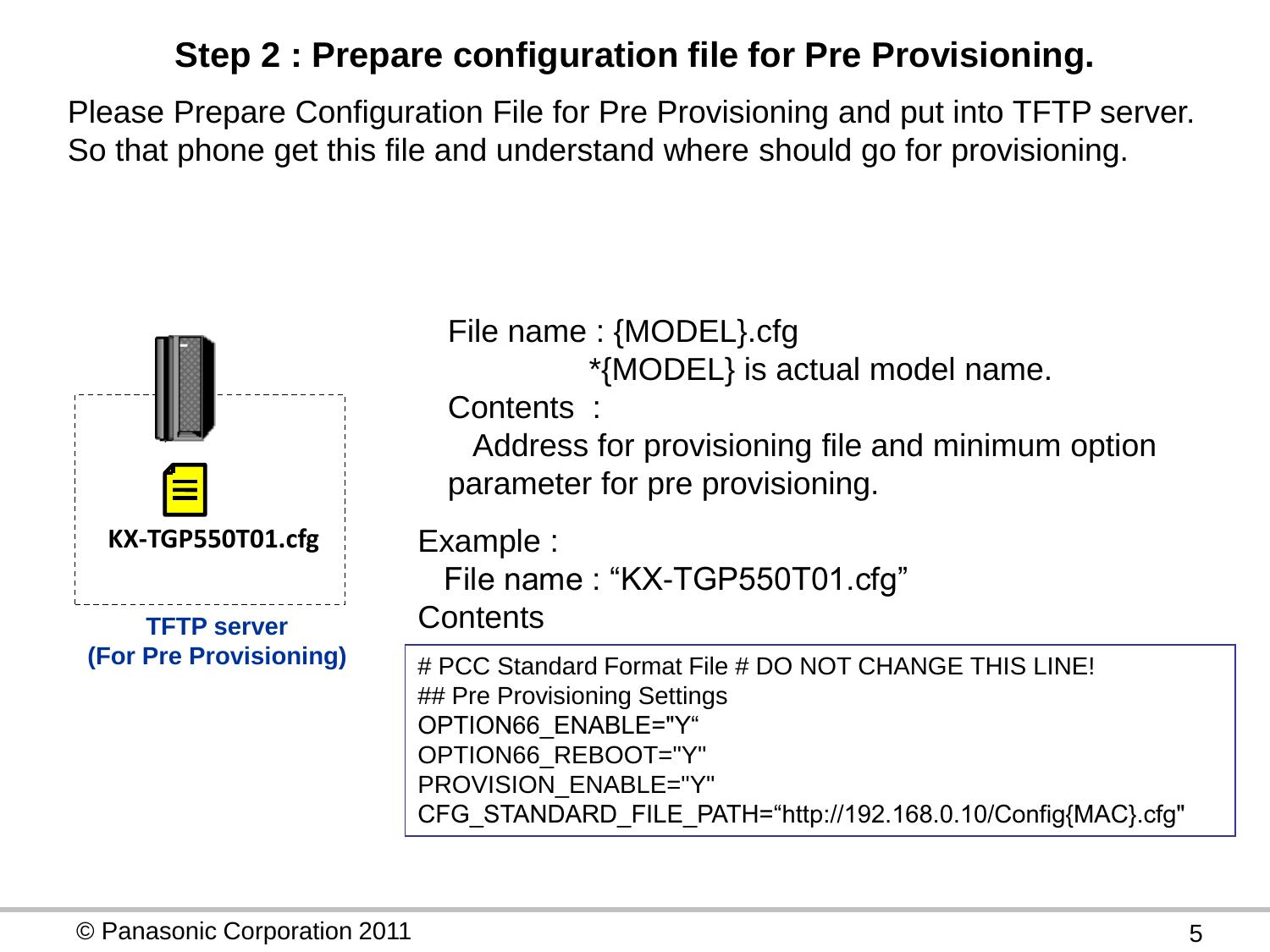# Step 2 : Prepare configuration file for Pre Provisioning.

Please Prepare Configuration File for Pre Provisioning and put into TFTP server.
So that phone get this file and understand where should go for provisioning.

KX-TGP550T01.cfg

**TFTP server**
**(For Pre Provisioning)**

File name : {MODEL}.cfg
*{MODEL} is actual model name.

Contents :
Address for provisioning file and minimum option parameter for pre provisioning.

Example :
File name : “KX-TGP550T01.cfg”
Contents

```
# PCC Standard Format File # DO NOT CHANGE THIS LINE!
## Pre Provisioning Settings
OPTION66_ENABLE="Y“
OPTION66_REBOOT="Y"
PROVISION_ENABLE="Y"
CFG_STANDARD_FILE_PATH=“http://192.168.0.10/Config{MAC}.cfg"
```

© Panasonic Corporation 2011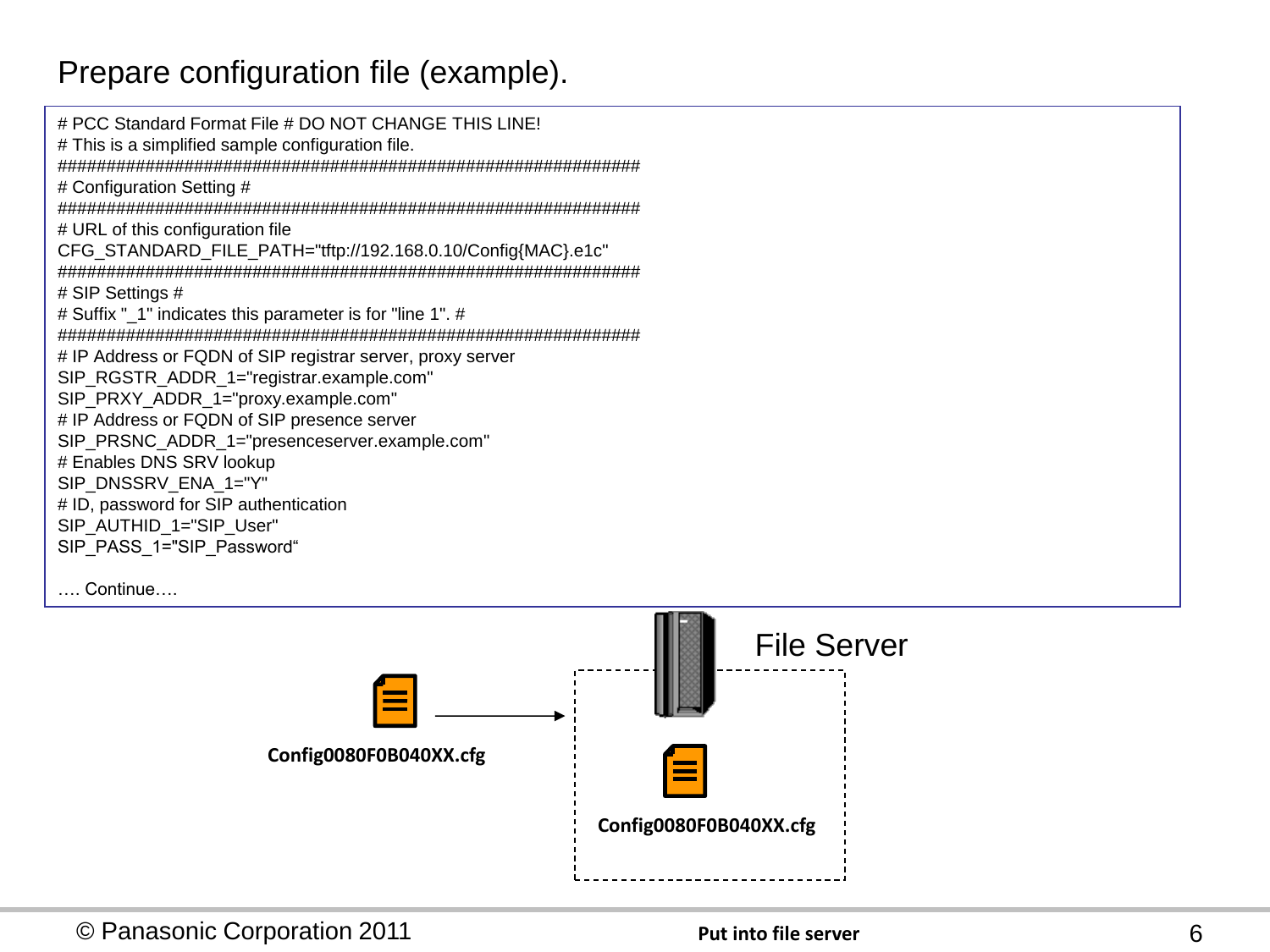# Prepare configuration file (example).

```
# PCC Standard Format File # DO NOT CHANGE THIS LINE!
# This is a simplified sample configuration file.
############################################################
# Configuration Setting #
############################################################
# URL of this configuration file
CFG_STANDARD_FILE_PATH="tftp://192.168.0.10/Config{MAC}.e1c"
############################################################
# SIP Settings #
# Suffix "_1" indicates this parameter is for "line 1". #
############################################################
# IP Address or FQDN of SIP registrar server, proxy server
SIP_RGSTR_ADDR_1="registrar.example.com"
SIP_PRXY_ADDR_1="proxy.example.com"
# IP Address or FQDN of SIP presence server
SIP_PRSNC_ADDR_1="presenceserver.example.com"
# Enables DNS SRV lookup
SIP_DNSSRV_ENA_1="Y"
# ID, password for SIP authentication
SIP_AUTHID_1="SIP_User"
SIP_PASS_1="SIP_Password“

…. Continue….
```

**Config0080F0B040XX.cfg**

File Server

**Config0080F0B040XX.cfg**

**Put into file server**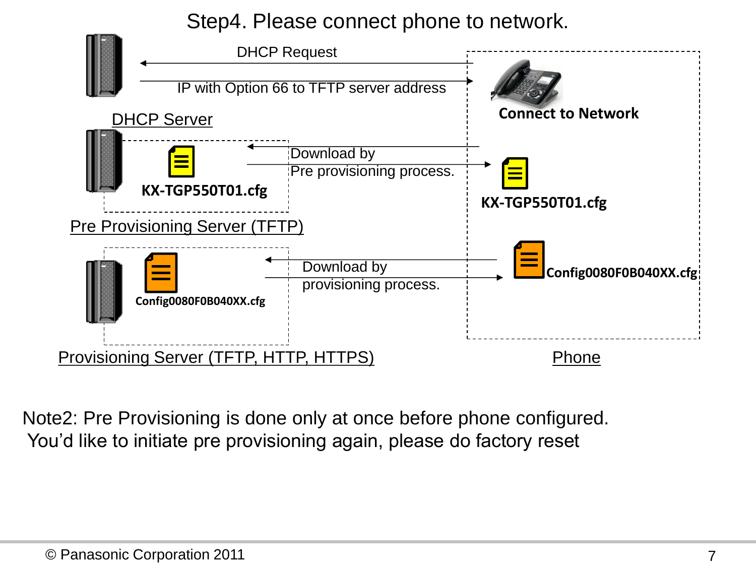# Step4. Please connect phone to network.

DHCP Request

IP with Option 66 to TFTP server address

DHCP Server

Connect to Network

Download by
Pre provisioning process.

KX-TGP550T01.cfg

KX-TGP550T01.cfg

Pre Provisioning Server (TFTP)

Download by
provisioning process.

Config0080F0B040XX.cfg

Config0080F0B040XX.cfg

Provisioning Server (TFTP, HTTP, HTTPS)

Phone

Note2: Pre Provisioning is done only at once before phone configured.
You'd like to initiate pre provisioning again, please do factory reset

© Panasonic Corporation 2011